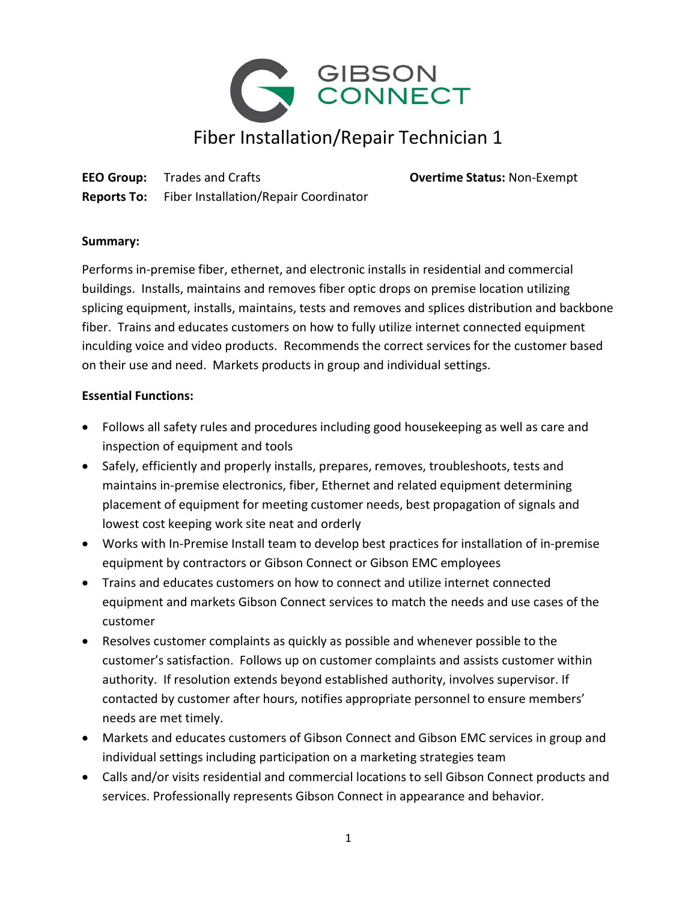GIBSON CONNECT

# Fiber Installation/Repair Technician 1

**EEO Group:** Trades and Crafts **Overtime Status:** Non-Exempt
**Reports To:** Fiber Installation/Repair Coordinator

**Summary:**

Performs in-premise fiber, ethernet, and electronic installs in residential and commercial buildings. Installs, maintains and removes fiber optic drops on premise location utilizing splicing equipment, installs, maintains, tests and removes and splices distribution and backbone fiber. Trains and educates customers on how to fully utilize internet connected equipment inculding voice and video products. Recommends the correct services for the customer based on their use and need. Markets products in group and individual settings.

**Essential Functions:**

- Follows all safety rules and procedures including good housekeeping as well as care and inspection of equipment and tools
- Safely, efficiently and properly installs, prepares, removes, troubleshoots, tests and maintains in-premise electronics, fiber, Ethernet and related equipment determining placement of equipment for meeting customer needs, best propagation of signals and lowest cost keeping work site neat and orderly
- Works with In-Premise Install team to develop best practices for installation of in-premise equipment by contractors or Gibson Connect or Gibson EMC employees
- Trains and educates customers on how to connect and utilize internet connected equipment and markets Gibson Connect services to match the needs and use cases of the customer
- Resolves customer complaints as quickly as possible and whenever possible to the customer's satisfaction. Follows up on customer complaints and assists customer within authority. If resolution extends beyond established authority, involves supervisor. If contacted by customer after hours, notifies appropriate personnel to ensure members' needs are met timely.
- Markets and educates customers of Gibson Connect and Gibson EMC services in group and individual settings including participation on a marketing strategies team
- Calls and/or visits residential and commercial locations to sell Gibson Connect products and services. Professionally represents Gibson Connect in appearance and behavior.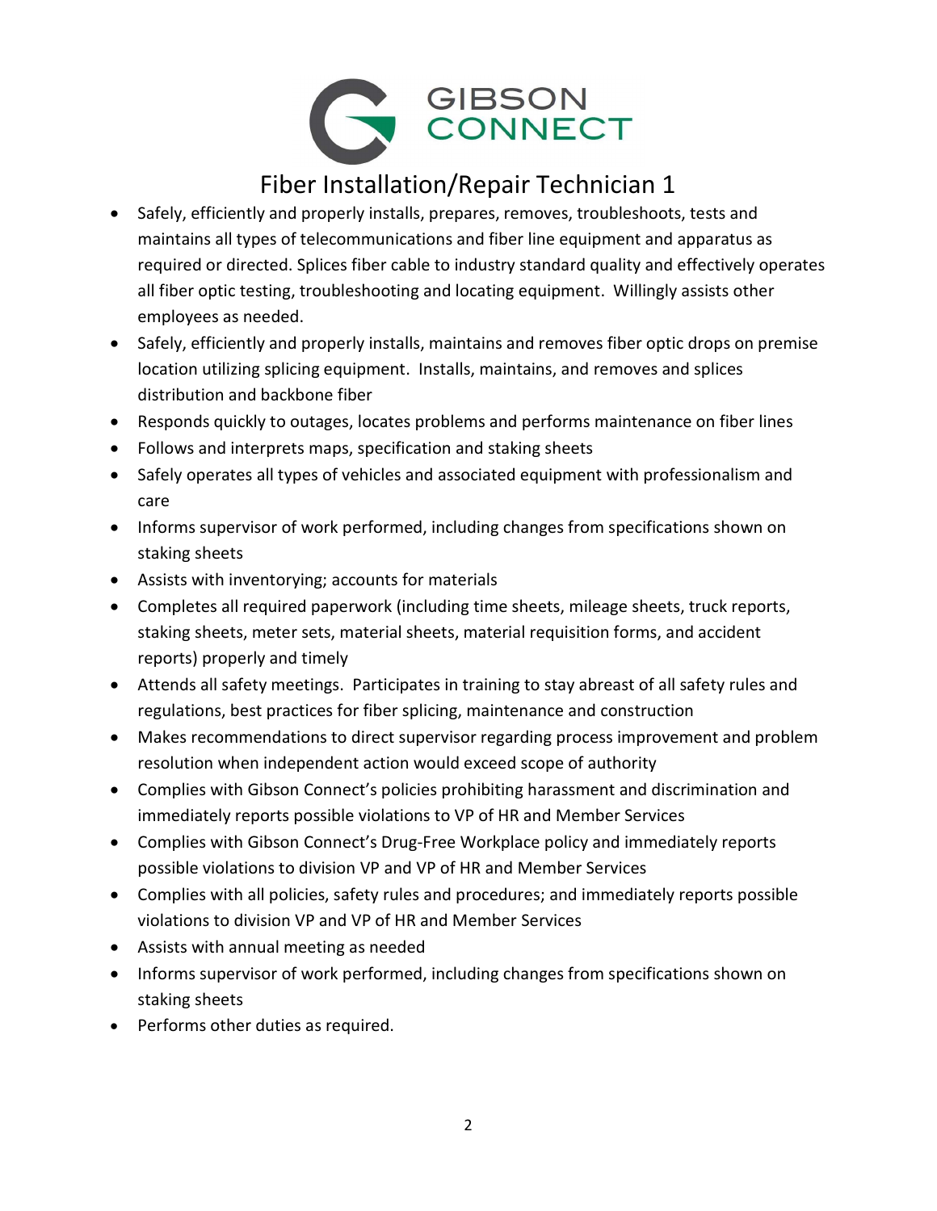# Fiber Installation/Repair Technician 1

- Safely, efficiently and properly installs, prepares, removes, troubleshoots, tests and maintains all types of telecommunications and fiber line equipment and apparatus as required or directed. Splices fiber cable to industry standard quality and effectively operates all fiber optic testing, troubleshooting and locating equipment. Willingly assists other employees as needed.
- Safely, efficiently and properly installs, maintains and removes fiber optic drops on premise location utilizing splicing equipment. Installs, maintains, and removes and splices distribution and backbone fiber
- Responds quickly to outages, locates problems and performs maintenance on fiber lines
- Follows and interprets maps, specification and staking sheets
- Safely operates all types of vehicles and associated equipment with professionalism and care
- Informs supervisor of work performed, including changes from specifications shown on staking sheets
- Assists with inventorying; accounts for materials
- Completes all required paperwork (including time sheets, mileage sheets, truck reports, staking sheets, meter sets, material sheets, material requisition forms, and accident reports) properly and timely
- Attends all safety meetings. Participates in training to stay abreast of all safety rules and regulations, best practices for fiber splicing, maintenance and construction
- Makes recommendations to direct supervisor regarding process improvement and problem resolution when independent action would exceed scope of authority
- Complies with Gibson Connect's policies prohibiting harassment and discrimination and immediately reports possible violations to VP of HR and Member Services
- Complies with Gibson Connect's Drug-Free Workplace policy and immediately reports possible violations to division VP and VP of HR and Member Services
- Complies with all policies, safety rules and procedures; and immediately reports possible violations to division VP and VP of HR and Member Services
- Assists with annual meeting as needed
- Informs supervisor of work performed, including changes from specifications shown on staking sheets
- Performs other duties as required.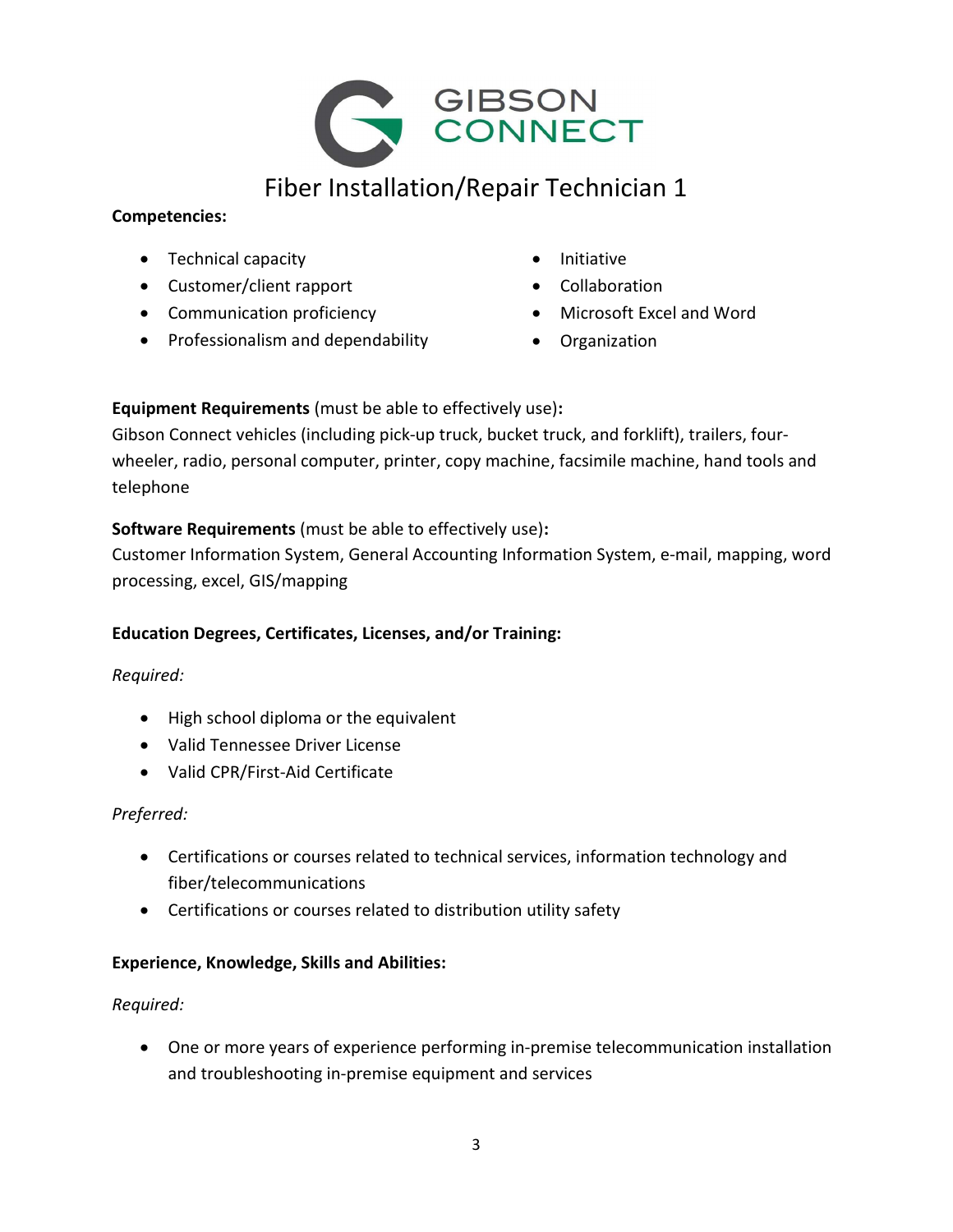# Fiber Installation/Repair Technician 1

**Competencies:**

- Technical capacity
- Customer/client rapport
- Communication proficiency
- Professionalism and dependability
- Initiative
- Collaboration
- Microsoft Excel and Word
- Organization

**Equipment Requirements** (must be able to effectively use)**:**
Gibson Connect vehicles (including pick-up truck, bucket truck, and forklift), trailers, four-wheeler, radio, personal computer, printer, copy machine, facsimile machine, hand tools and telephone

**Software Requirements** (must be able to effectively use)**:**
Customer Information System, General Accounting Information System, e-mail, mapping, word processing, excel, GIS/mapping

**Education Degrees, Certificates, Licenses, and/or Training:**

*Required:*

- High school diploma or the equivalent
- Valid Tennessee Driver License
- Valid CPR/First-Aid Certificate

*Preferred:*

- Certifications or courses related to technical services, information technology and fiber/telecommunications
- Certifications or courses related to distribution utility safety

**Experience, Knowledge, Skills and Abilities:**

*Required:*

- One or more years of experience performing in-premise telecommunication installation and troubleshooting in-premise equipment and services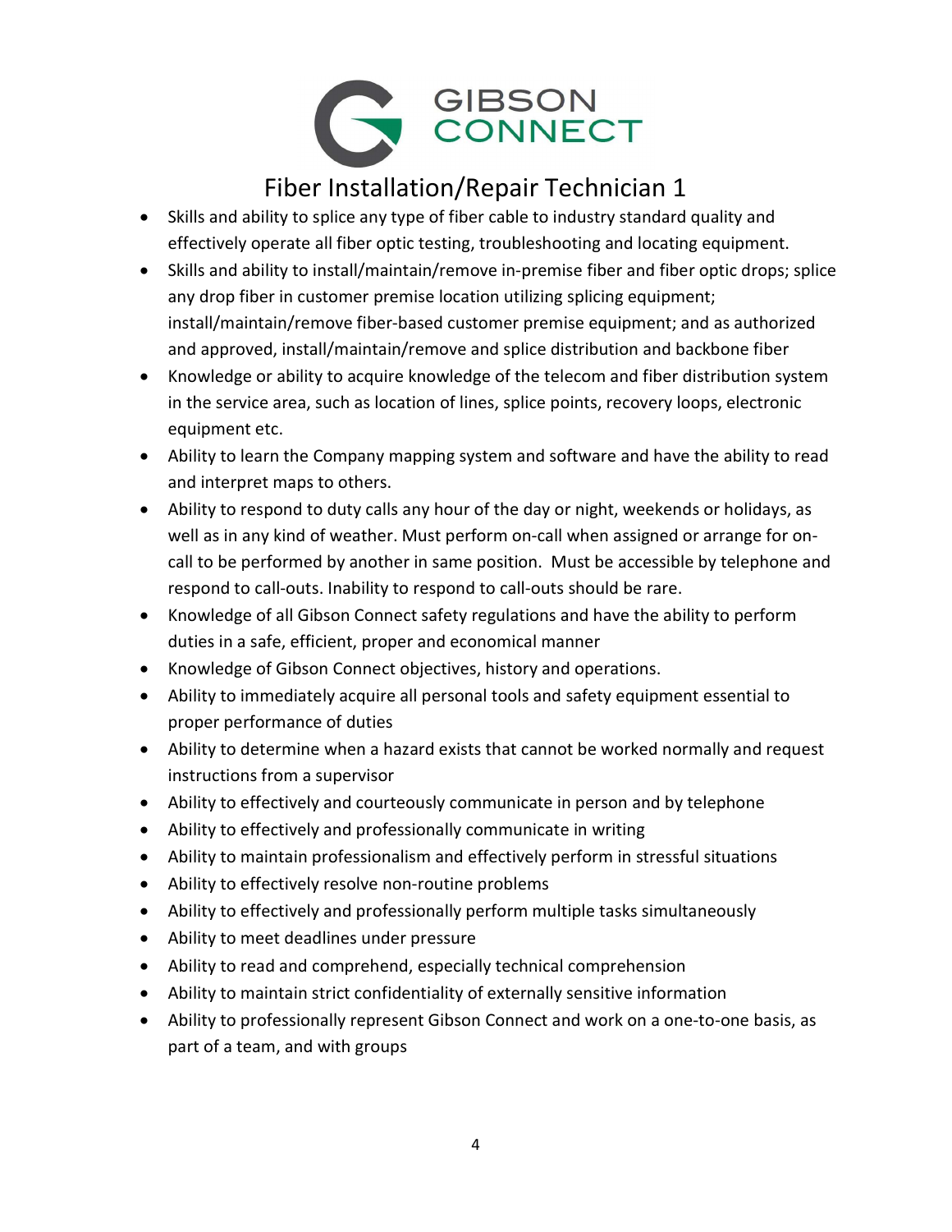GIBSON CONNECT

# Fiber Installation/Repair Technician 1

- Skills and ability to splice any type of fiber cable to industry standard quality and effectively operate all fiber optic testing, troubleshooting and locating equipment.
- Skills and ability to install/maintain/remove in-premise fiber and fiber optic drops; splice any drop fiber in customer premise location utilizing splicing equipment; install/maintain/remove fiber-based customer premise equipment; and as authorized and approved, install/maintain/remove and splice distribution and backbone fiber
- Knowledge or ability to acquire knowledge of the telecom and fiber distribution system in the service area, such as location of lines, splice points, recovery loops, electronic equipment etc.
- Ability to learn the Company mapping system and software and have the ability to read and interpret maps to others.
- Ability to respond to duty calls any hour of the day or night, weekends or holidays, as well as in any kind of weather. Must perform on-call when assigned or arrange for on-call to be performed by another in same position. Must be accessible by telephone and respond to call-outs. Inability to respond to call-outs should be rare.
- Knowledge of all Gibson Connect safety regulations and have the ability to perform duties in a safe, efficient, proper and economical manner
- Knowledge of Gibson Connect objectives, history and operations.
- Ability to immediately acquire all personal tools and safety equipment essential to proper performance of duties
- Ability to determine when a hazard exists that cannot be worked normally and request instructions from a supervisor
- Ability to effectively and courteously communicate in person and by telephone
- Ability to effectively and professionally communicate in writing
- Ability to maintain professionalism and effectively perform in stressful situations
- Ability to effectively resolve non-routine problems
- Ability to effectively and professionally perform multiple tasks simultaneously
- Ability to meet deadlines under pressure
- Ability to read and comprehend, especially technical comprehension
- Ability to maintain strict confidentiality of externally sensitive information
- Ability to professionally represent Gibson Connect and work on a one-to-one basis, as part of a team, and with groups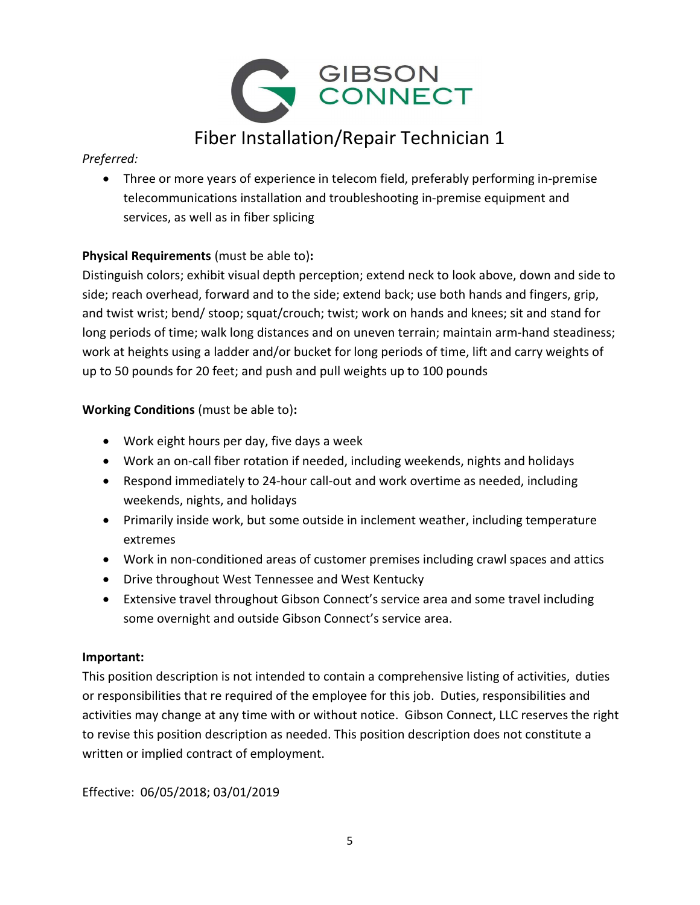GIBSON CONNECT

# Fiber Installation/Repair Technician 1

*Preferred:*

- Three or more years of experience in telecom field, preferably performing in-premise telecommunications installation and troubleshooting in-premise equipment and services, as well as in fiber splicing

**Physical Requirements** (must be able to)**:**
Distinguish colors; exhibit visual depth perception; extend neck to look above, down and side to side; reach overhead, forward and to the side; extend back; use both hands and fingers, grip, and twist wrist; bend/ stoop; squat/crouch; twist; work on hands and knees; sit and stand for long periods of time; walk long distances and on uneven terrain; maintain arm-hand steadiness; work at heights using a ladder and/or bucket for long periods of time, lift and carry weights of up to 50 pounds for 20 feet; and push and pull weights up to 100 pounds

**Working Conditions** (must be able to)**:**

- Work eight hours per day, five days a week
- Work an on-call fiber rotation if needed, including weekends, nights and holidays
- Respond immediately to 24-hour call-out and work overtime as needed, including weekends, nights, and holidays
- Primarily inside work, but some outside in inclement weather, including temperature extremes
- Work in non-conditioned areas of customer premises including crawl spaces and attics
- Drive throughout West Tennessee and West Kentucky
- Extensive travel throughout Gibson Connect's service area and some travel including some overnight and outside Gibson Connect's service area.

**Important:**
This position description is not intended to contain a comprehensive listing of activities, duties or responsibilities that re required of the employee for this job. Duties, responsibilities and activities may change at any time with or without notice. Gibson Connect, LLC reserves the right to revise this position description as needed. This position description does not constitute a written or implied contract of employment.

Effective: 06/05/2018; 03/01/2019